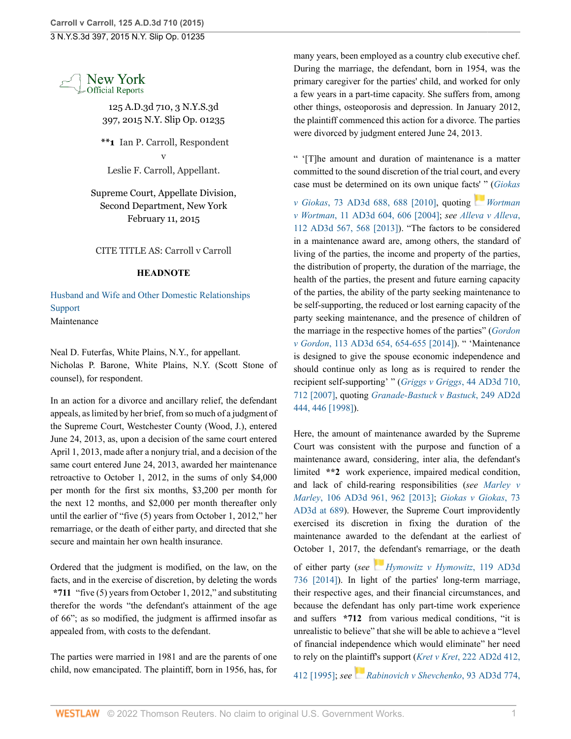New York Official Reports

125 A.D.3d 710, 3 N.Y.S.3d 397, 2015 N.Y. Slip Op. 01235

**1 Ian P. Carroll, Respondent

v

Leslie F. Carroll, Appellant.

Supreme Court, Appellate Division, Second Department, New York

February 11, 2015

CITE TITLE AS: Carroll v Carroll

**HEADNOTE**

Husband and Wife and Other Domestic Relationships
Support
Maintenance

Neal D. Futerfas, White Plains, N.Y., for appellant.
Nicholas P. Barone, White Plains, N.Y. (Scott Stone of counsel), for respondent.

In an action for a divorce and ancillary relief, the defendant appeals, as limited by her brief, from so much of a judgment of the Supreme Court, Westchester County (Wood, J.), entered June 24, 2013, as, upon a decision of the same court entered April 1, 2013, made after a nonjury trial, and a decision of the same court entered June 24, 2013, awarded her maintenance retroactive to October 1, 2012, in the sums of only $4,000 per month for the first six months, $3,200 per month for the next 12 months, and $2,000 per month thereafter only until the earlier of "five (5) years from October 1, 2012," her remarriage, or the death of either party, and directed that she secure and maintain her own health insurance.

Ordered that the judgment is modified, on the law, on the facts, and in the exercise of discretion, by deleting the words *711 "five (5) years from October 1, 2012," and substituting therefor the words "the defendant's attainment of the age of 66"; as so modified, the judgment is affirmed insofar as appealed from, with costs to the defendant.

The parties were married in 1981 and are the parents of one child, now emancipated. The plaintiff, born in 1956, has, for many years, been employed as a country club executive chef. During the marriage, the defendant, born in 1954, was the primary caregiver for the parties' child, and worked for only a few years in a part-time capacity. She suffers from, among other things, osteoporosis and depression. In January 2012, the plaintiff commenced this action for a divorce. The parties were divorced by judgment entered June 24, 2013.

" '[T]he amount and duration of maintenance is a matter committed to the sound discretion of the trial court, and every case must be determined on its own unique facts' " (*Giokas v Giokas*, 73 AD3d 688, 688 [2010], quoting *Wortman v Wortman*, 11 AD3d 604, 606 [2004]; *see Alleva v Alleva*, 112 AD3d 567, 568 [2013]). "The factors to be considered in a maintenance award are, among others, the standard of living of the parties, the income and property of the parties, the distribution of property, the duration of the marriage, the health of the parties, the present and future earning capacity of the parties, the ability of the party seeking maintenance to be self-supporting, the reduced or lost earning capacity of the party seeking maintenance, and the presence of children of the marriage in the respective homes of the parties" (*Gordon v Gordon*, 113 AD3d 654, 654-655 [2014]). " 'Maintenance is designed to give the spouse economic independence and should continue only as long as is required to render the recipient self-supporting' " (*Griggs v Griggs*, 44 AD3d 710, 712 [2007], quoting *Granade-Bastuck v Bastuck*, 249 AD2d 444, 446 [1998]).

Here, the amount of maintenance awarded by the Supreme Court was consistent with the purpose and function of a maintenance award, considering, inter alia, the defendant's limited **2 work experience, impaired medical condition, and lack of child-rearing responsibilities (*see Marley v Marley*, 106 AD3d 961, 962 [2013]; *Giokas v Giokas*, 73 AD3d at 689). However, the Supreme Court improvidently exercised its discretion in fixing the duration of the maintenance awarded to the defendant at the earliest of October 1, 2017, the defendant's remarriage, or the death of either party (*see Hymowitz v Hymowitz*, 119 AD3d 736 [2014]). In light of the parties' long-term marriage, their respective ages, and their financial circumstances, and because the defendant has only part-time work experience and suffers *712 from various medical conditions, "it is unrealistic to believe" that she will be able to achieve a "level of financial independence which would eliminate" her need to rely on the plaintiff's support (*Kret v Kret*, 222 AD2d 412, 412 [1995]; *see Rabinovich v Shevchenko*, 93 AD3d 774,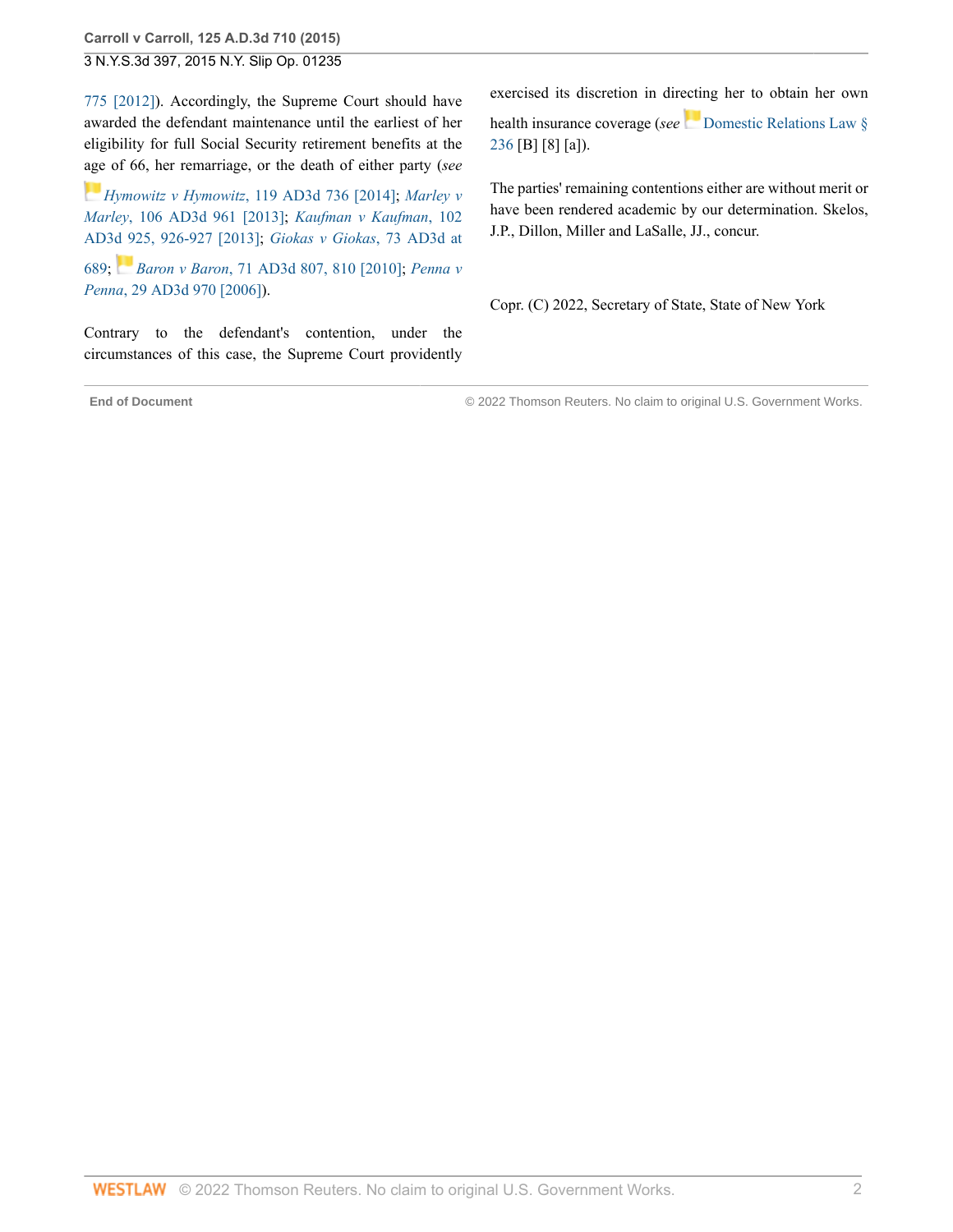775 [2012]). Accordingly, the Supreme Court should have awarded the defendant maintenance until the earliest of her eligibility for full Social Security retirement benefits at the age of 66, her remarriage, or the death of either party (*see* *Hymowitz v Hymowitz*, 119 AD3d 736 [2014]; *Marley v Marley*, 106 AD3d 961 [2013]; *Kaufman v Kaufman*, 102 AD3d 925, 926-927 [2013]; *Giokas v Giokas*, 73 AD3d at 689; *Baron v Baron*, 71 AD3d 807, 810 [2010]; *Penna v Penna*, 29 AD3d 970 [2006]).

Contrary to the defendant's contention, under the circumstances of this case, the Supreme Court providently exercised its discretion in directing her to obtain her own health insurance coverage (*see* Domestic Relations Law § 236 [B] [8] [a]).

The parties' remaining contentions either are without merit or have been rendered academic by our determination. Skelos, J.P., Dillon, Miller and LaSalle, JJ., concur.

Copr. (C) 2022, Secretary of State, State of New York

End of Document